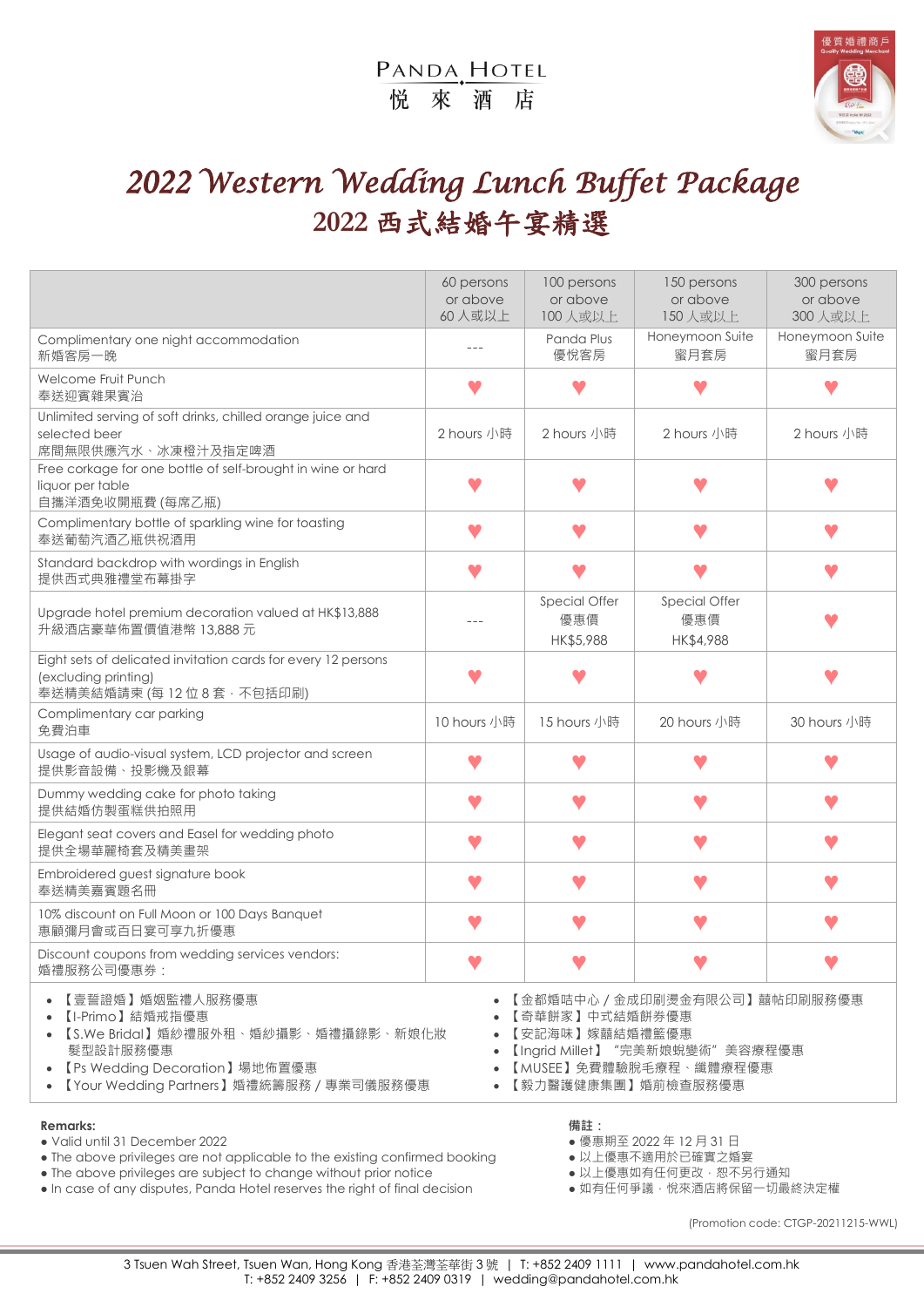PANDA HOTEL
悅 來 酒 店

# 2022 Western Wedding Lunch Buffet Package
# 2022 西式結婚午宴精選

| | 60 persons or above 60 人或以上 | 100 persons or above 100 人或以上 | 150 persons or above 150 人或以上 | 300 persons or above 300 人或以上 |
|---|---|---|---|---|
| Complimentary one night accommodation 新婚客房一晚 | --- | Panda Plus 優悅客房 | Honeymoon Suite 蜜月套房 | Honeymoon Suite 蜜月套房 |
| Welcome Fruit Punch 奉送迎賓雜果賓治 | ♥ | ♥ | ♥ | ♥ |
| Unlimited serving of soft drinks, chilled orange juice and selected beer 席間無限供應汽水、冰凍橙汁及指定啤酒 | 2 hours 小時 | 2 hours 小時 | 2 hours 小時 | 2 hours 小時 |
| Free corkage for one bottle of self-brought in wine or hard liquor per table 自攜洋酒免收開瓶費 (每席乙瓶) | ♥ | ♥ | ♥ | ♥ |
| Complimentary bottle of sparkling wine for toasting 奉送葡萄汽酒乙瓶供祝酒用 | ♥ | ♥ | ♥ | ♥ |
| Standard backdrop with wordings in English 提供西式典雅禮堂布幕掛字 | ♥ | ♥ | ♥ | ♥ |
| Upgrade hotel premium decoration valued at HK$13,888 升級酒店豪華佈置價值港幣 13,888 元 | --- | Special Offer 優惠價 HK$5,988 | Special Offer 優惠價 HK$4,988 | ♥ |
| Eight sets of delicated invitation cards for every 12 persons (excluding printing) 奉送精美結婚請柬 (每 12 位 8 套，不包括印刷) | ♥ | ♥ | ♥ | ♥ |
| Complimentary car parking 免費泊車 | 10 hours 小時 | 15 hours 小時 | 20 hours 小時 | 30 hours 小時 |
| Usage of audio-visual system, LCD projector and screen 提供影音設備、投影機及銀幕 | ♥ | ♥ | ♥ | ♥ |
| Dummy wedding cake for photo taking 提供結婚仿製蛋糕供拍照用 | ♥ | ♥ | ♥ | ♥ |
| Elegant seat covers and Easel for wedding photo 提供全場華麗椅套及精美畫架 | ♥ | ♥ | ♥ | ♥ |
| Embroidered guest signature book 奉送精美嘉賓題名冊 | ♥ | ♥ | ♥ | ♥ |
| 10% discount on Full Moon or 100 Days Banquet 惠顧彌月會或百日宴可享九折優惠 | ♥ | ♥ | ♥ | ♥ |
| Discount coupons from wedding services vendors: 婚禮服務公司優惠券： | ♥ | ♥ | ♥ | ♥ |

- 【壹誓證婚】婚姻監禮人服務優惠
- 【I-Primo】結婚戒指優惠
- 【S.We Bridal】婚紗禮服外租、婚紗攝影、婚禮攝錄影、新娘化妝髮型設計服務優惠
- 【Ps Wedding Decoration】場地佈置優惠
- 【Your Wedding Partners】婚禮統籌服務 / 專業司儀服務優惠
- 【金都婚咭中心 / 金成印刷燙金有限公司】囍帖印刷服務優惠
- 【奇華餅家】中式結婚餅券優惠
- 【安記海味】嫁囍結婚禮籃優惠
- 【Ingrid Millet】"完美新娘蛻變術"美容療程優惠
- 【MUSEE】免費體驗脫毛療程、纖體療程優惠
- 【毅力醫護健康集團】婚前檢查服務優惠

**Remarks:**
- Valid until 31 December 2022
- The above privileges are not applicable to the existing confirmed booking
- The above privileges are subject to change without prior notice
- In case of any disputes, Panda Hotel reserves the right of final decision

**備註：**
- 優惠期至 2022 年 12 月 31 日
- 以上優惠不適用於已確實之婚宴
- 以上優惠如有任何更改，恕不另行通知
- 如有任何爭議，悅來酒店將保留一切最終決定權

(Promotion code: CTGP-20211215-WWL)

3 Tsuen Wah Street, Tsuen Wan, Hong Kong 香港荃灣荃華街 3 號 | T: +852 2409 1111 | www.pandahotel.com.hk
T: +852 2409 3256 | F: +852 2409 0319 | wedding@pandahotel.com.hk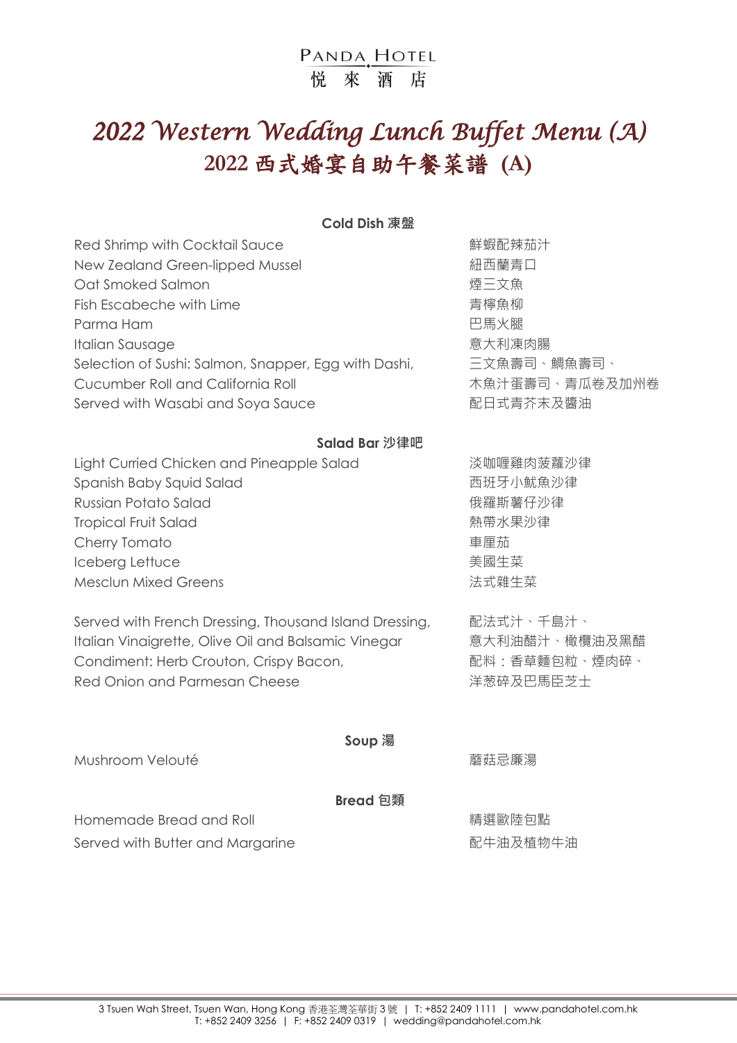PANDA HOTEL
悅來酒店

# *2022 Western Wedding Lunch Buffet Menu (A)*
# 2022 西式婚宴自助午餐菜譜 (A)

### Cold Dish 凍盤

| | |
|---|---|
| Red Shrimp with Cocktail Sauce | 鮮蝦配辣茄汁 |
| New Zealand Green-lipped Mussel | 紐西蘭青口 |
| Oat Smoked Salmon | 煙三文魚 |
| Fish Escabeche with Lime | 青檸魚柳 |
| Parma Ham | 巴馬火腿 |
| Italian Sausage | 意大利凍肉腸 |
| Selection of Sushi: Salmon, Snapper, Egg with Dashi, Cucumber Roll and California Roll | 三文魚壽司、鯛魚壽司、木魚汁蛋壽司、青瓜卷及加州卷 |
| Served with Wasabi and Soya Sauce | 配日式青芥末及醬油 |

### Salad Bar 沙律吧

| | |
|---|---|
| Light Curried Chicken and Pineapple Salad | 淡咖喱雞肉菠蘿沙律 |
| Spanish Baby Squid Salad | 西班牙小魷魚沙律 |
| Russian Potato Salad | 俄羅斯薯仔沙律 |
| Tropical Fruit Salad | 熱帶水果沙律 |
| Cherry Tomato | 車厘茄 |
| Iceberg Lettuce | 美國生菜 |
| Mesclun Mixed Greens | 法式雜生菜 |

| | |
|---|---|
| Served with French Dressing, Thousand Island Dressing, Italian Vinaigrette, Olive Oil and Balsamic Vinegar | 配法式汁、千島汁、意大利油醋汁、橄欖油及黑醋 |
| Condiment: Herb Crouton, Crispy Bacon, Red Onion and Parmesan Cheese | 配料：香草麵包粒、煙肉碎、洋葱碎及巴馬臣芝士 |

### Soup 湯

| | |
|---|---|
| Mushroom Velouté | 蘑菇忌廉湯 |

### Bread 包類

| | |
|---|---|
| Homemade Bread and Roll | 精選歐陸包點 |
| Served with Butter and Margarine | 配牛油及植物牛油 |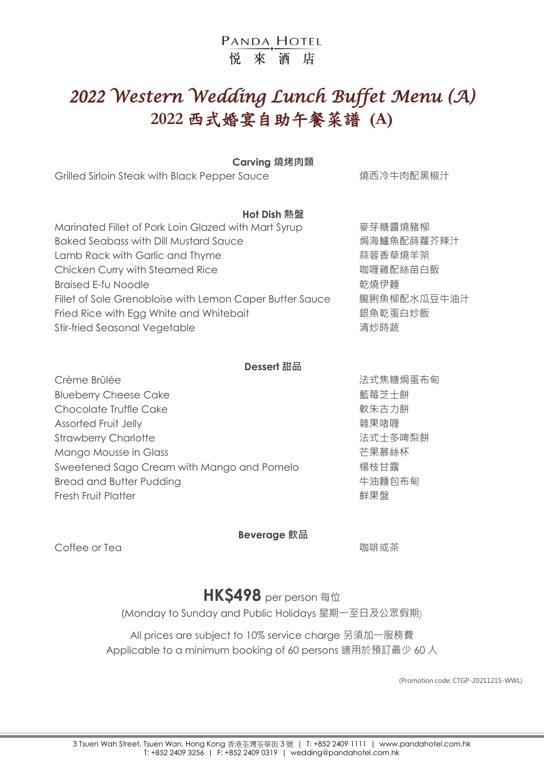PANDA HOTEL
悅 來 酒 店

# *2022 Western Wedding Lunch Buffet Menu (A)*
# 2022 西式婚宴自助午餐菜譜 (A)

### Carving 燒烤肉類

| | |
|---|---|
| Grilled Sirloin Steak with Black Pepper Sauce | 燒西冷牛肉配黑椒汁 |

### Hot Dish 熱盤

| | |
|---|---|
| Marinated Fillet of Pork Loin Glazed with Mart Syrup | 麥芽糖醬燒豬柳 |
| Baked Seabass with Dill Mustard Sauce | 焗海鱸魚配蒔蘿芥辣汁 |
| Lamb Rack with Garlic and Thyme | 蒜蓉香草燒羊架 |
| Chicken Curry with Steamed Rice | 咖喱雞配絲苗白飯 |
| Braised E-fu Noodle | 乾燒伊麵 |
| Fillet of Sole Grenobloise with Lemon Caper Butter Sauce | 龍脷魚柳配水瓜豆牛油汁 |
| Fried Rice with Egg White and Whitebait | 銀魚乾蛋白炒飯 |
| Stir-fried Seasonal Vegetable | 清炒時蔬 |

### Dessert 甜品

| | |
|---|---|
| Crème Brûlée | 法式焦糖焗蛋布甸 |
| Blueberry Cheese Cake | 藍莓芝士餅 |
| Chocolate Truffle Cake | 軟朱古力餅 |
| Assorted Fruit Jelly | 雜果啫喱 |
| Strawberry Charlotte | 法式士多啤梨餅 |
| Mango Mousse in Glass | 芒果慕絲杯 |
| Sweetened Sago Cream with Mango and Pomelo | 楊枝甘露 |
| Bread and Butter Pudding | 牛油麵包布甸 |
| Fresh Fruit Platter | 鮮果盤 |

### Beverage 飲品

| | |
|---|---|
| Coffee or Tea | 咖啡或茶 |

## **HK$498** per person 每位

(Monday to Sunday and Public Holidays 星期一至日及公眾假期)

All prices are subject to 10% service charge 另須加一服務費
Applicable to a minimum booking of 60 persons 適用於預訂最少 60 人

(Promotion code: CTGP-20211215-WWL)

3 Tsuen Wah Street, Tsuen Wan, Hong Kong 香港荃灣荃華街 3 號 | T: +852 2409 1111 | www.pandahotel.com.hk
T: +852 2409 3256 | F: +852 2409 0319 | wedding@pandahotel.com.hk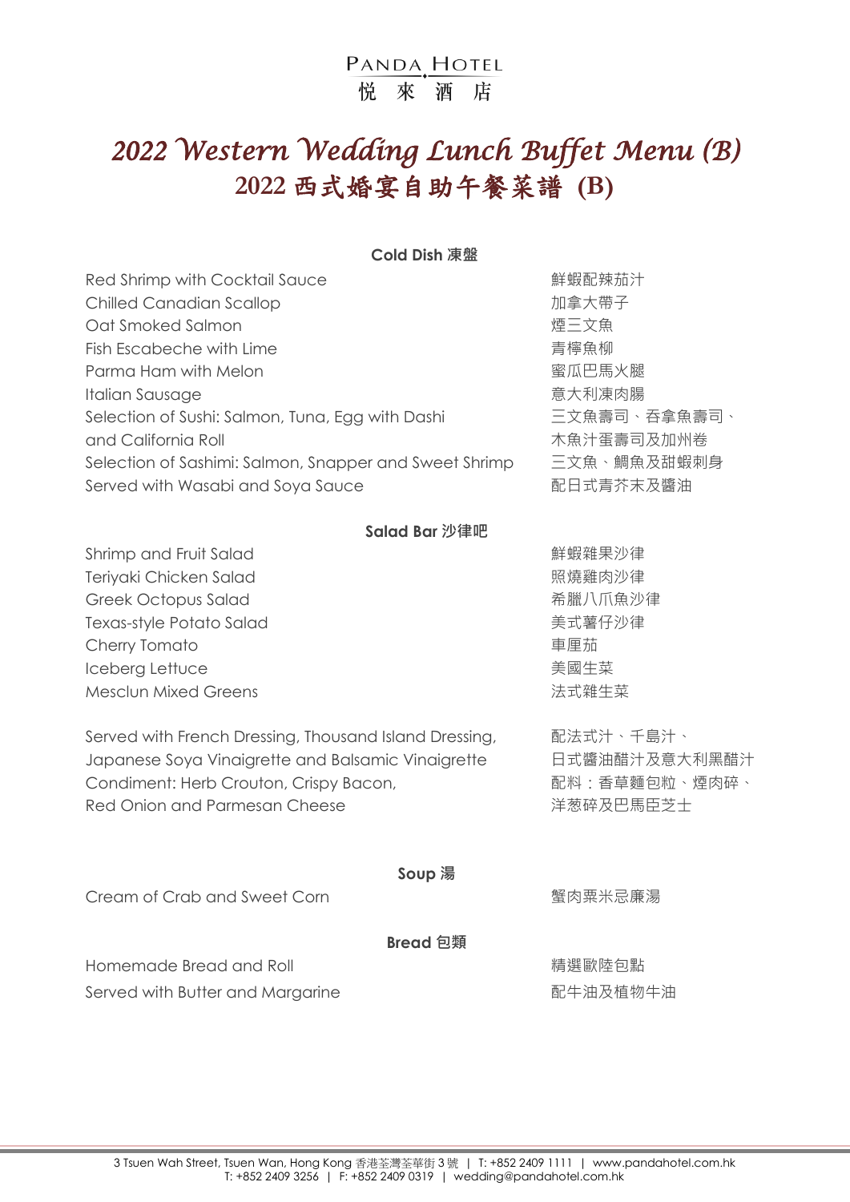PANDA HOTEL
悅 來 酒 店

# *2022 Western Wedding Lunch Buffet Menu (B)*
# 2022 西式婚宴自助午餐菜譜 (B)

### Cold Dish 凍盤

| | |
|---|---|
| Red Shrimp with Cocktail Sauce | 鮮蝦配辣茄汁 |
| Chilled Canadian Scallop | 加拿大帶子 |
| Oat Smoked Salmon | 煙三文魚 |
| Fish Escabeche with Lime | 青檸魚柳 |
| Parma Ham with Melon | 蜜瓜巴馬火腿 |
| Italian Sausage | 意大利凍肉腸 |
| Selection of Sushi: Salmon, Tuna, Egg with Dashi and California Roll | 三文魚壽司、吞拿魚壽司、木魚汁蛋壽司及加州卷 |
| Selection of Sashimi: Salmon, Snapper and Sweet Shrimp | 三文魚、鯛魚及甜蝦刺身 |
| Served with Wasabi and Soya Sauce | 配日式青芥末及醬油 |

### Salad Bar 沙律吧

| | |
|---|---|
| Shrimp and Fruit Salad | 鮮蝦雜果沙律 |
| Teriyaki Chicken Salad | 照燒雞肉沙律 |
| Greek Octopus Salad | 希臘八爪魚沙律 |
| Texas-style Potato Salad | 美式薯仔沙律 |
| Cherry Tomato | 車厘茄 |
| Iceberg Lettuce | 美國生菜 |
| Mesclun Mixed Greens | 法式雜生菜 |

| | |
|---|---|
| Served with French Dressing, Thousand Island Dressing, Japanese Soya Vinaigrette and Balsamic Vinaigrette | 配法式汁、千島汁、日式醬油醋汁及意大利黑醋汁 |
| Condiment: Herb Crouton, Crispy Bacon, Red Onion and Parmesan Cheese | 配料：香草麵包粒、煙肉碎、洋葱碎及巴馬臣芝士 |

### Soup 湯

| | |
|---|---|
| Cream of Crab and Sweet Corn | 蟹肉粟米忌廉湯 |

### Bread 包類

| | |
|---|---|
| Homemade Bread and Roll | 精選歐陸包點 |
| Served with Butter and Margarine | 配牛油及植物牛油 |

3 Tsuen Wah Street, Tsuen Wan, Hong Kong 香港荃灣荃華街 3 號 | T: +852 2409 1111 | www.pandahotel.com.hk
T: +852 2409 3256 | F: +852 2409 0319 | wedding@pandahotel.com.hk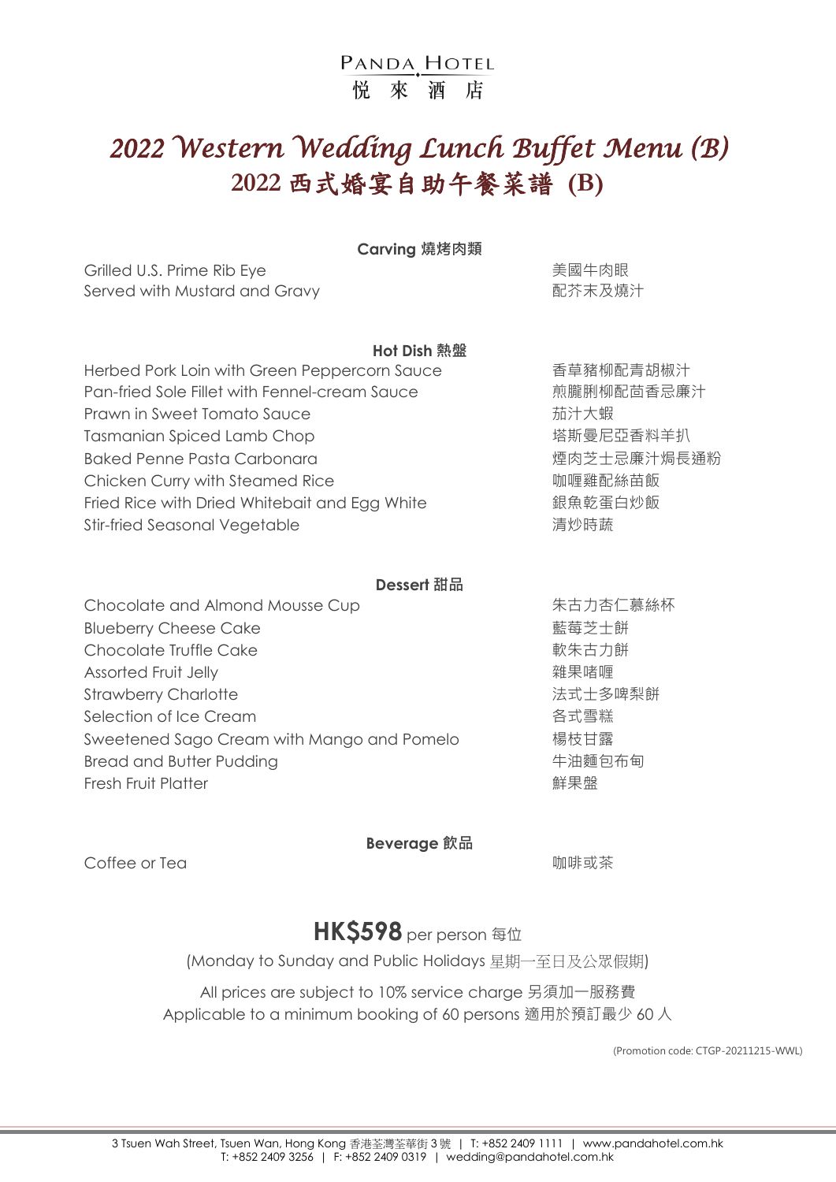PANDA HOTEL
悅 來 酒 店

# *2022 Western Wedding Lunch Buffet Menu (B)*
# 2022 西式婚宴自助午餐菜譜 (B)

### Carving 燒烤肉類

Grilled U.S. Prime Rib Eye
Served with Mustard and Gravy

美國牛肉眼
配芥末及燒汁

### Hot Dish 熱盤

| | |
|---|---|
| Herbed Pork Loin with Green Peppercorn Sauce | 香草豬柳配青胡椒汁 |
| Pan-fried Sole Fillet with Fennel-cream Sauce | 煎龍脷柳配茴香忌廉汁 |
| Prawn in Sweet Tomato Sauce | 茄汁大蝦 |
| Tasmanian Spiced Lamb Chop | 塔斯曼尼亞香料羊扒 |
| Baked Penne Pasta Carbonara | 煙肉芝士忌廉汁焗長通粉 |
| Chicken Curry with Steamed Rice | 咖喱雞配絲苗飯 |
| Fried Rice with Dried Whitebait and Egg White | 銀魚乾蛋白炒飯 |
| Stir-fried Seasonal Vegetable | 清炒時蔬 |

### Dessert 甜品

| | |
|---|---|
| Chocolate and Almond Mousse Cup | 朱古力杏仁慕絲杯 |
| Blueberry Cheese Cake | 藍莓芝士餅 |
| Chocolate Truffle Cake | 軟朱古力餅 |
| Assorted Fruit Jelly | 雜果啫喱 |
| Strawberry Charlotte | 法式士多啤梨餅 |
| Selection of Ice Cream | 各式雪糕 |
| Sweetened Sago Cream with Mango and Pomelo | 楊枝甘露 |
| Bread and Butter Pudding | 牛油麵包布甸 |
| Fresh Fruit Platter | 鮮果盤 |

### Beverage 飲品

Coffee or Tea 咖啡或茶

## HK$598 per person 每位

(Monday to Sunday and Public Holidays 星期一至日及公眾假期)

All prices are subject to 10% service charge 另須加一服務費
Applicable to a minimum booking of 60 persons 適用於預訂最少 60 人

(Promotion code: CTGP-20211215-WWL)

3 Tsuen Wah Street, Tsuen Wan, Hong Kong 香港荃灣荃華街 3 號 | T: +852 2409 1111 | www.pandahotel.com.hk
T: +852 2409 3256 | F: +852 2409 0319 | wedding@pandahotel.com.hk